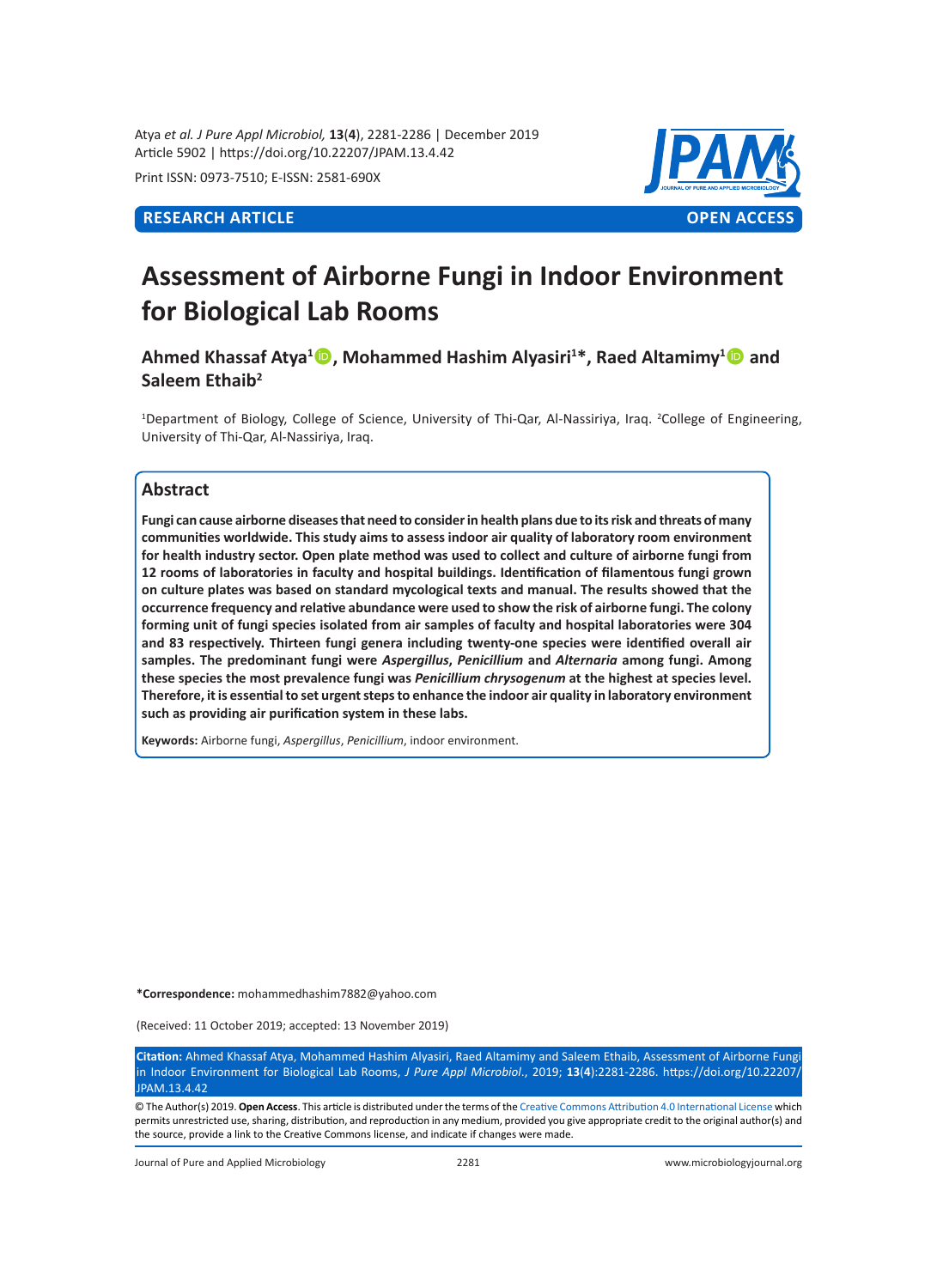Article 5902 | https://doi.org/10.22207/JPAM.13.4.42

Print ISSN: 0973-7510; E-ISSN: 2581-690X

**RESEARCH ARTICLE** **OPEN ACCESS**

# Assessment of Airborne Fungi in Indoor Environment for Biological Lab Rooms

**Ahmed Khassaf Atya[1], Mohammed Hashim Alyasiri[1]*, Raed Altamimy[1] and Saleem Ethaib[2]**

[1]Department of Biology, College of Science, University of Thi-Qar, Al-Nassiriya, Iraq. [2]College of Engineering, University of Thi-Qar, Al-Nassiriya, Iraq.

## Abstract

**Fungi can cause airborne diseases that need to consider in health plans due to its risk and threats of many communities worldwide. This study aims to assess indoor air quality of laboratory room environment for health industry sector. Open plate method was used to collect and culture of airborne fungi from 12 rooms of laboratories in faculty and hospital buildings. Identification of filamentous fungi grown on culture plates was based on standard mycological texts and manual. The results showed that the occurrence frequency and relative abundance were used to show the risk of airborne fungi. The colony forming unit of fungi species isolated from air samples of faculty and hospital laboratories were 304 and 83 respectively. Thirteen fungi genera including twenty-one species were identified overall air samples. The predominant fungi were *Aspergillus*, *Penicillium* and *Alternaria* among fungi. Among these species the most prevalence fungi was *Penicillium chrysogenum* at the highest at species level. Therefore, it is essential to set urgent steps to enhance the indoor air quality in laboratory environment such as providing air purification system in these labs.**

**Keywords:** Airborne fungi, *Aspergillus*, *Penicillium*, indoor environment.

**\*Correspondence:** mohammedhashim7882@yahoo.com

(Received: 11 October 2019; accepted: 13 November 2019)

**Citation:** Ahmed Khassaf Atya, Mohammed Hashim Alyasiri, Raed Altamimy and Saleem Ethaib, Assessment of Airborne Fungi in Indoor Environment for Biological Lab Rooms, *J Pure Appl Microbiol.*, 2019; **13**(**4**):2281-2286. https://doi.org/10.22207/JPAM.13.4.42

© The Author(s) 2019. **Open Access**. This article is distributed under the terms of the Creative Commons Attribution 4.0 International License which permits unrestricted use, sharing, distribution, and reproduction in any medium, provided you give appropriate credit to the original author(s) and the source, provide a link to the Creative Commons license, and indicate if changes were made.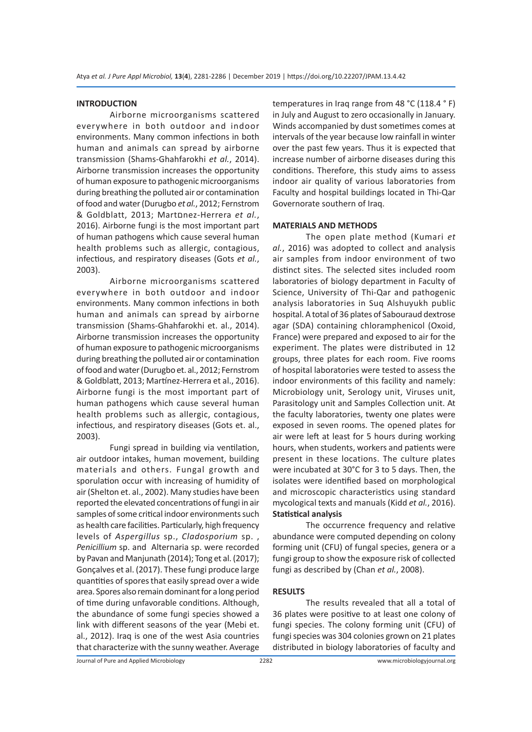## INTRODUCTION

Airborne microorganisms scattered everywhere in both outdoor and indoor environments. Many common infections in both human and animals can spread by airborne transmission (Shams-Ghahfarokhi *et al.*, 2014). Airborne transmission increases the opportunity of human exposure to pathogenic microorganisms during breathing the polluted air or contamination of food and water (Durugbo *et al.*, 2012; Fernstrom & Goldblatt, 2013; Mart□nez-Herrera *et al.*, 2016). Airborne fungi is the most important part of human pathogens which cause several human health problems such as allergic, contagious, infectious, and respiratory diseases (Gots *et al.*, 2003).

Airborne microorganisms scattered everywhere in both outdoor and indoor environments. Many common infections in both human and animals can spread by airborne transmission (Shams-Ghahfarokhi et. al., 2014). Airborne transmission increases the opportunity of human exposure to pathogenic microorganisms during breathing the polluted air or contamination of food and water (Durugbo et. al., 2012; Fernstrom & Goldblatt, 2013; Martínez-Herrera et al., 2016). Airborne fungi is the most important part of human pathogens which cause several human health problems such as allergic, contagious, infectious, and respiratory diseases (Gots et. al., 2003).

Fungi spread in building via ventilation, air outdoor intakes, human movement, building materials and others. Fungal growth and sporulation occur with increasing of humidity of air (Shelton et. al., 2002). Many studies have been reported the elevated concentrations of fungi in air samples of some critical indoor environments such as health care facilities. Particularly, high frequency levels of *Aspergillus* sp. , *Cladosporium* sp. , *Penicillium* sp. and Alternaria sp. were recorded by Pavan and Manjunath (2014); Tong et al. (2017); Gonçalves et al. (2017). These fungi produce large quantities of spores that easily spread over a wide area. Spores also remain dominant for a long period of time during unfavorable conditions. Although, the abundance of some fungi species showed a link with different seasons of the year (Mebi et. al., 2012). Iraq is one of the west Asia countries that characterize with the sunny weather. Average temperatures in Iraq range from 48 °C (118.4 ° F) in July and August to zero occasionally in January. Winds accompanied by dust sometimes comes at intervals of the year because low rainfall in winter over the past few years. Thus it is expected that increase number of airborne diseases during this conditions. Therefore, this study aims to assess indoor air quality of various laboratories from Faculty and hospital buildings located in Thi-Qar Governorate southern of Iraq.

## MATERIALS AND METHODS

The open plate method (Kumari *et al.*, 2016) was adopted to collect and analysis air samples from indoor environment of two distinct sites. The selected sites included room laboratories of biology department in Faculty of Science, University of Thi-Qar and pathogenic analysis laboratories in Suq Alshuyukh public hospital. A total of 36 plates of Sabouraud dextrose agar (SDA) containing chloramphenicol (Oxoid, France) were prepared and exposed to air for the experiment. The plates were distributed in 12 groups, three plates for each room. Five rooms of hospital laboratories were tested to assess the indoor environments of this facility and namely: Microbiology unit, Serology unit, Viruses unit, Parasitology unit and Samples Collection unit. At the faculty laboratories, twenty one plates were exposed in seven rooms. The opened plates for air were left at least for 5 hours during working hours, when students, workers and patients were present in these locations. The culture plates were incubated at 30°C for 3 to 5 days. Then, the isolates were identified based on morphological and microscopic characteristics using standard mycological texts and manuals (Kidd *et al.*, 2016).

### Statistical analysis

The occurrence frequency and relative abundance were computed depending on colony forming unit (CFU) of fungal species, genera or a fungi group to show the exposure risk of collected fungi as described by (Chan *et al.*, 2008).

## RESULTS

The results revealed that all a total of 36 plates were positive to at least one colony of fungi species. The colony forming unit (CFU) of fungi species was 304 colonies grown on 21 plates distributed in biology laboratories of faculty and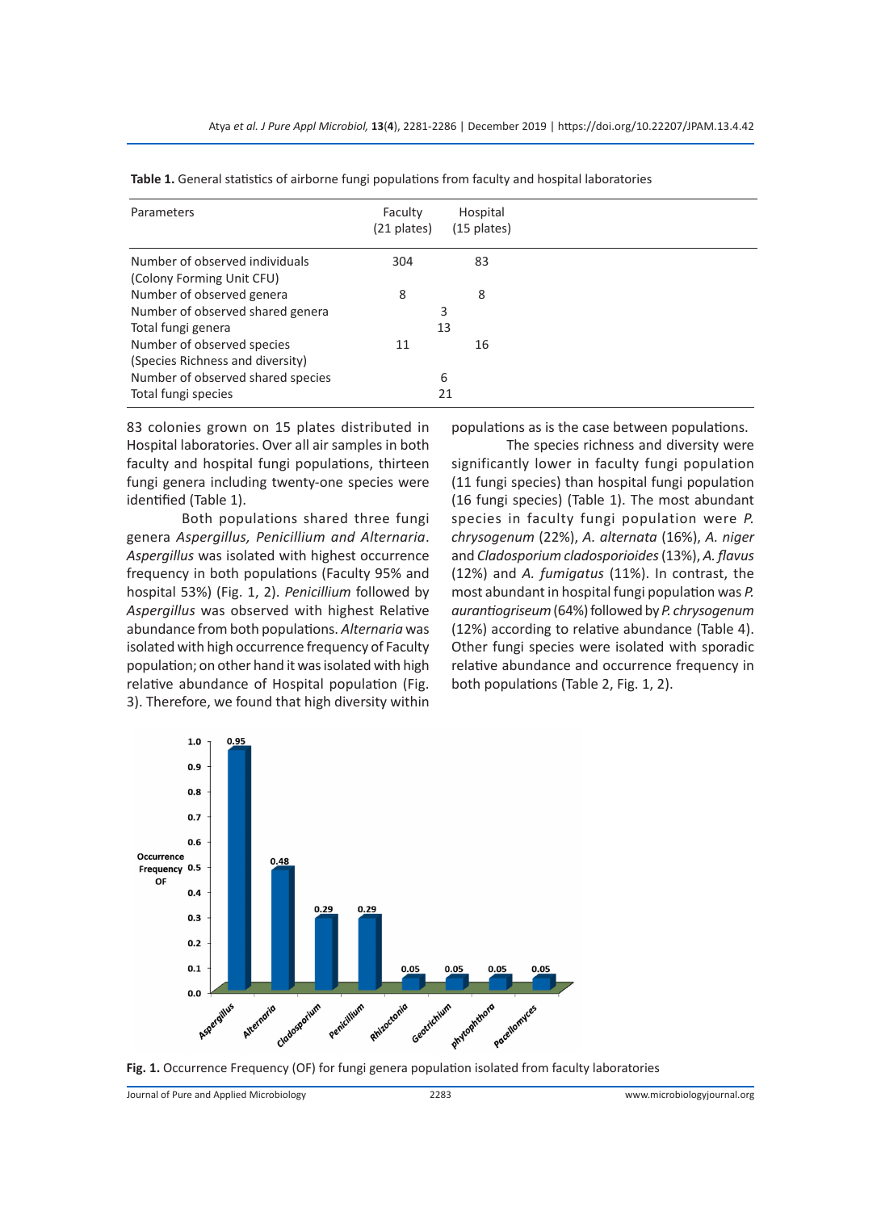**Table 1.** General statistics of airborne fungi populations from faculty and hospital laboratories

| Parameters | Faculty (21 plates) | Hospital (15 plates) |
|---|---|---|
| Number of observed individuals (Colony Forming Unit CFU) | 304 | 83 |
| Number of observed genera | 8 | 8 |
| Number of observed shared genera | 3 | |
| Total fungi genera | 13 | |
| Number of observed species (Species Richness and diversity) | 11 | 16 |
| Number of observed shared species | 6 | |
| Total fungi species | 21 | |

83 colonies grown on 15 plates distributed in Hospital laboratories. Over all air samples in both faculty and hospital fungi populations, thirteen fungi genera including twenty-one species were identified (Table 1).

Both populations shared three fungi genera *Aspergillus, Penicillium and Alternaria*. *Aspergillus* was isolated with highest occurrence frequency in both populations (Faculty 95% and hospital 53%) (Fig. 1, 2). *Penicillium* followed by *Aspergillus* was observed with highest Relative abundance from both populations. *Alternaria* was isolated with high occurrence frequency of Faculty population; on other hand it was isolated with high relative abundance of Hospital population (Fig. 3). Therefore, we found that high diversity within populations as is the case between populations.

The species richness and diversity were significantly lower in faculty fungi population (11 fungi species) than hospital fungi population (16 fungi species) (Table 1). The most abundant species in faculty fungi population were *P. chrysogenum* (22%), *A. alternata* (16%), *A. niger* and *Cladosporium cladosporioides* (13%), *A. flavus* (12%) and *A. fumigatus* (11%). In contrast, the most abundant in hospital fungi population was *P. aurantiogriseum* (64%) followed by *P. chrysogenum* (12%) according to relative abundance (Table 4). Other fungi species were isolated with sporadic relative abundance and occurrence frequency in both populations (Table 2, Fig. 1, 2).

**Fig. 1.** Occurrence Frequency (OF) for fungi genera population isolated from faculty laboratories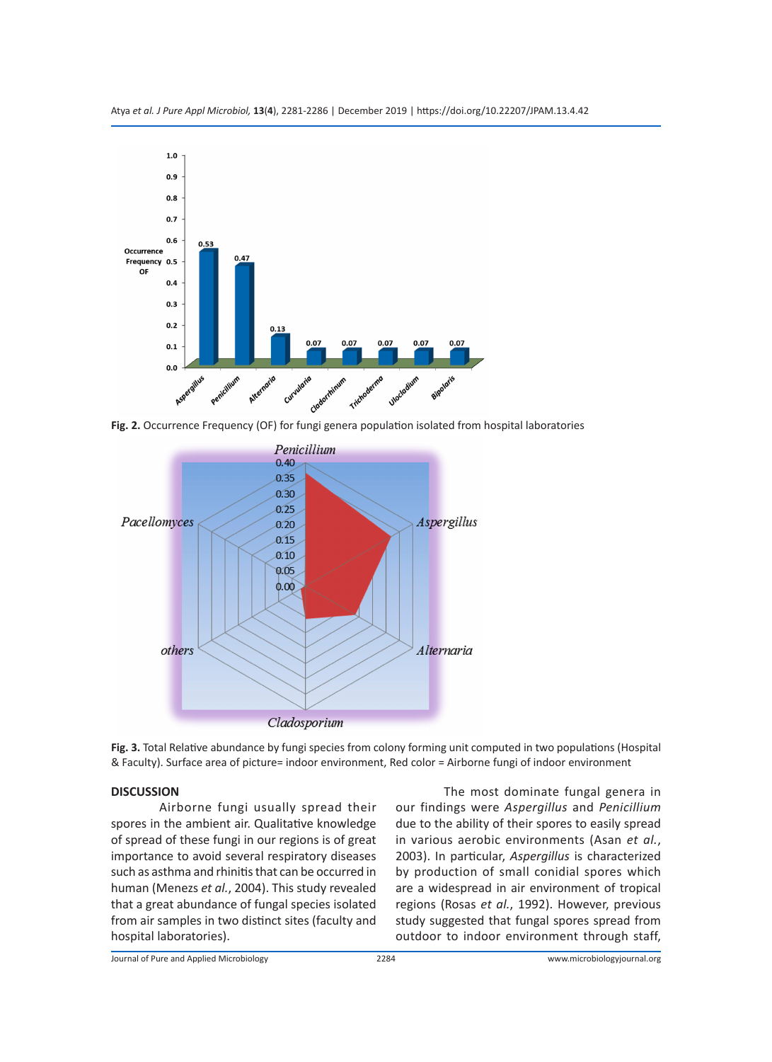Fig. 2. Occurrence Frequency (OF) for fungi genera population isolated from hospital laboratories

Fig. 3. Total Relative abundance by fungi species from colony forming unit computed in two populations (Hospital & Faculty). Surface area of picture= indoor environment, Red color = Airborne fungi of indoor environment

## DISCUSSION

Airborne fungi usually spread their spores in the ambient air. Qualitative knowledge of spread of these fungi in our regions is of great importance to avoid several respiratory diseases such as asthma and rhinitis that can be occurred in human (Menezs *et al.*, 2004). This study revealed that a great abundance of fungal species isolated from air samples in two distinct sites (faculty and hospital laboratories).

The most dominate fungal genera in our findings were *Aspergillus* and *Penicillium* due to the ability of their spores to easily spread in various aerobic environments (Asan *et al.*, 2003). In particular, *Aspergillus* is characterized by production of small conidial spores which are a widespread in air environment of tropical regions (Rosas *et al.*, 1992). However, previous study suggested that fungal spores spread from outdoor to indoor environment through staff,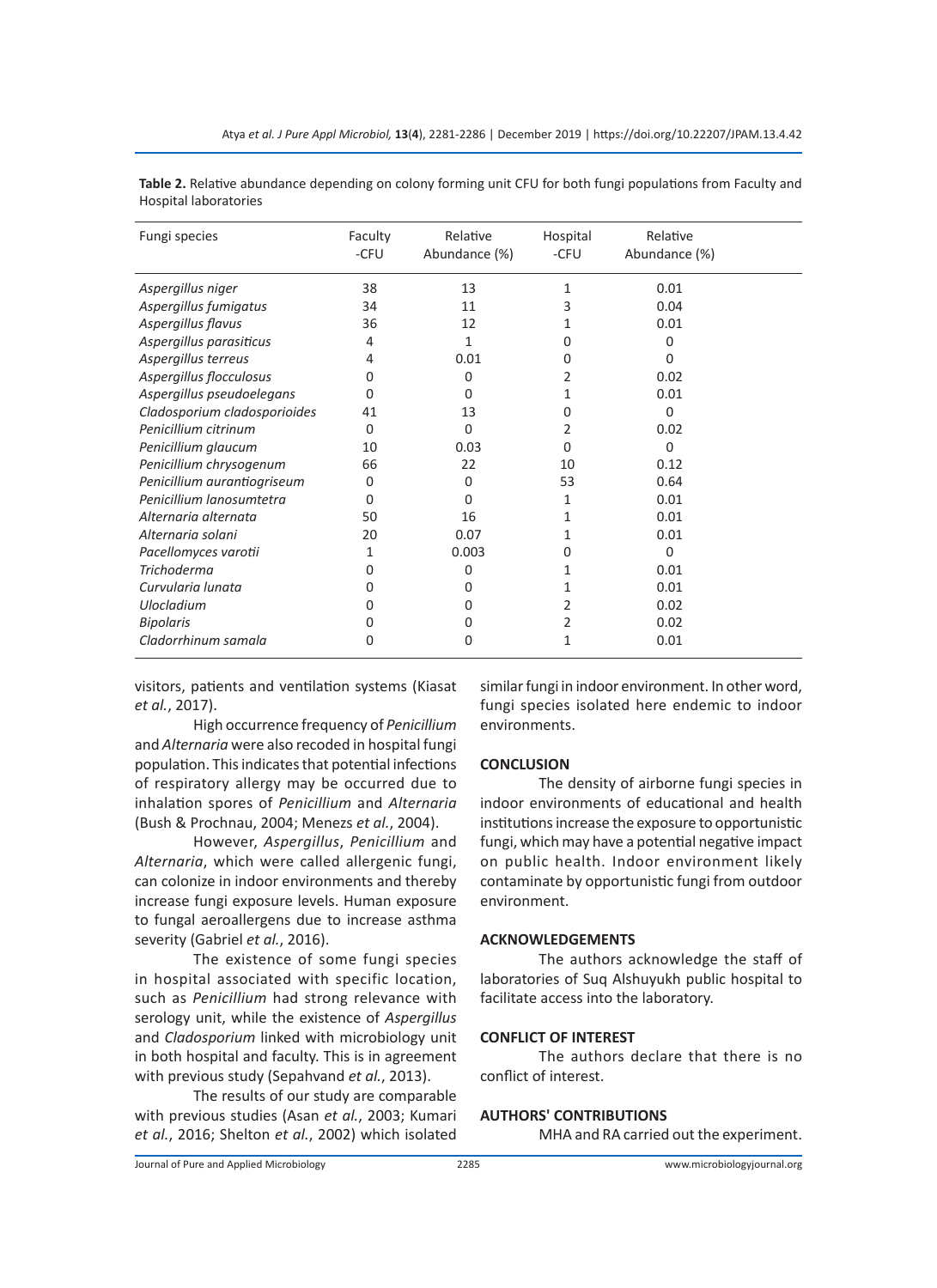**Table 2.** Relative abundance depending on colony forming unit CFU for both fungi populations from Faculty and Hospital laboratories

| Fungi species | Faculty -CFU | Relative Abundance (%) | Hospital -CFU | Relative Abundance (%) |
|---|---|---|---|---|
| *Aspergillus niger* | 38 | 13 | 1 | 0.01 |
| *Aspergillus fumigatus* | 34 | 11 | 3 | 0.04 |
| *Aspergillus flavus* | 36 | 12 | 1 | 0.01 |
| *Aspergillus parasiticus* | 4 | 1 | 0 | 0 |
| *Aspergillus terreus* | 4 | 0.01 | 0 | 0 |
| *Aspergillus flocculosus* | 0 | 0 | 2 | 0.02 |
| *Aspergillus pseudoelegans* | 0 | 0 | 1 | 0.01 |
| *Cladosporium cladosporioides* | 41 | 13 | 0 | 0 |
| *Penicillium citrinum* | 0 | 0 | 2 | 0.02 |
| *Penicillium glaucum* | 10 | 0.03 | 0 | 0 |
| *Penicillium chrysogenum* | 66 | 22 | 10 | 0.12 |
| *Penicillium aurantiogriseum* | 0 | 0 | 53 | 0.64 |
| *Penicillium lanosumtetra* | 0 | 0 | 1 | 0.01 |
| *Alternaria alternata* | 50 | 16 | 1 | 0.01 |
| *Alternaria solani* | 20 | 0.07 | 1 | 0.01 |
| *Pacellomyces varotii* | 1 | 0.003 | 0 | 0 |
| *Trichoderma* | 0 | 0 | 1 | 0.01 |
| *Curvularia lunata* | 0 | 0 | 1 | 0.01 |
| *Ulocladium* | 0 | 0 | 2 | 0.02 |
| *Bipolaris* | 0 | 0 | 2 | 0.02 |
| *Cladorrhinum samala* | 0 | 0 | 1 | 0.01 |

visitors, patients and ventilation systems (Kiasat *et al.*, 2017).

High occurrence frequency of *Penicillium* and *Alternaria* were also recoded in hospital fungi population. This indicates that potential infections of respiratory allergy may be occurred due to inhalation spores of *Penicillium* and *Alternaria* (Bush & Prochnau, 2004; Menezs *et al.*, 2004).

However, *Aspergillus*, *Penicillium* and *Alternaria*, which were called allergenic fungi, can colonize in indoor environments and thereby increase fungi exposure levels. Human exposure to fungal aeroallergens due to increase asthma severity (Gabriel *et al.*, 2016).

The existence of some fungi species in hospital associated with specific location, such as *Penicillium* had strong relevance with serology unit, while the existence of *Aspergillus* and *Cladosporium* linked with microbiology unit in both hospital and faculty. This is in agreement with previous study (Sepahvand *et al.*, 2013).

The results of our study are comparable with previous studies (Asan *et al.*, 2003; Kumari *et al.*, 2016; Shelton *et al.*, 2002) which isolated similar fungi in indoor environment. In other word, fungi species isolated here endemic to indoor environments.

## CONCLUSION

The density of airborne fungi species in indoor environments of educational and health institutions increase the exposure to opportunistic fungi, which may have a potential negative impact on public health. Indoor environment likely contaminate by opportunistic fungi from outdoor environment.

## ACKNOWLEDGEMENTS

The authors acknowledge the staff of laboratories of Suq Alshuyukh public hospital to facilitate access into the laboratory.

## CONFLICT OF INTEREST

The authors declare that there is no conflict of interest.

## AUTHORS' CONTRIBUTIONS

MHA and RA carried out the experiment.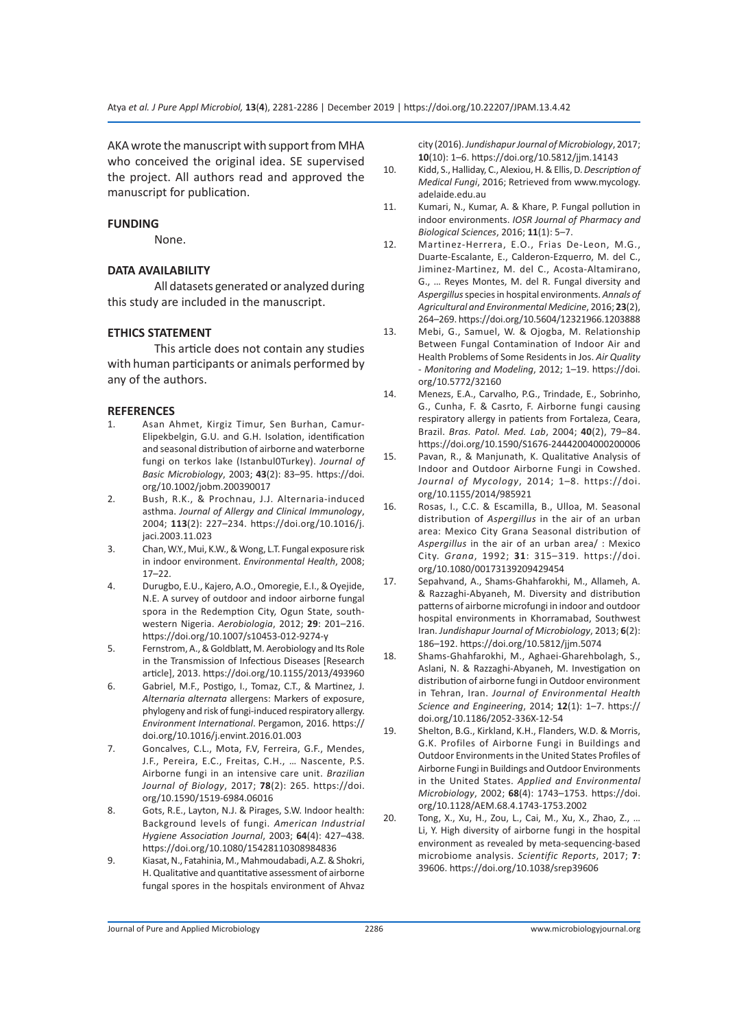AKA wrote the manuscript with support from MHA who conceived the original idea. SE supervised the project. All authors read and approved the manuscript for publication.

## FUNDING

None.

## DATA AVAILABILITY

All datasets generated or analyzed during this study are included in the manuscript.

## ETHICS STATEMENT

This article does not contain any studies with human participants or animals performed by any of the authors.

## REFERENCES

1. Asan Ahmet, Kirgiz Timur, Sen Burhan, Camur-Elipekbelgin, G.U. and G.H. Isolation, identification and seasonal distribution of airborne and waterborne fungi on terkos lake (Istanbul0Turkey). *Journal of Basic Microbiology*, 2003; **43**(2): 83–95. https://doi.org/10.1002/jobm.200390017
2. Bush, R.K., & Prochnau, J.J. Alternaria-induced asthma. *Journal of Allergy and Clinical Immunology*, 2004; **113**(2): 227–234. https://doi.org/10.1016/j.jaci.2003.11.023
3. Chan, W.Y., Mui, K.W., & Wong, L.T. Fungal exposure risk in indoor environment. *Environmental Health*, 2008; 17–22.
4. Durugbo, E.U., Kajero, A.O., Omoregie, E.I., & Oyejide, N.E. A survey of outdoor and indoor airborne fungal spora in the Redemption City, Ogun State, south-western Nigeria. *Aerobiologia*, 2012; **29**: 201–216. https://doi.org/10.1007/s10453-012-9274-y
5. Fernstrom, A., & Goldblatt, M. Aerobiology and Its Role in the Transmission of Infectious Diseases [Research article], 2013. https://doi.org/10.1155/2013/493960
6. Gabriel, M.F., Postigo, I., Tomaz, C.T., & Martinez, J. *Alternaria alternata* allergens: Markers of exposure, phylogeny and risk of fungi-induced respiratory allergy. *Environment International*. Pergamon, 2016. https://doi.org/10.1016/j.envint.2016.01.003
7. Goncalves, C.L., Mota, F.V, Ferreira, G.F., Mendes, J.F., Pereira, E.C., Freitas, C.H., … Nascente, P.S. Airborne fungi in an intensive care unit. *Brazilian Journal of Biology*, 2017; **78**(2): 265. https://doi.org/10.1590/1519-6984.06016
8. Gots, R.E., Layton, N.J. & Pirages, S.W. Indoor health: Background levels of fungi. *American Industrial Hygiene Association Journal*, 2003; **64**(4): 427–438. https://doi.org/10.1080/15428110308984836
9. Kiasat, N., Fatahinia, M., Mahmoudabadi, A.Z. & Shokri, H. Qualitative and quantitative assessment of airborne fungal spores in the hospitals environment of Ahvaz city (2016). *Jundishapur Journal of Microbiology*, 2017; **10**(10): 1–6. https://doi.org/10.5812/jjm.14143
10. Kidd, S., Halliday, C., Alexiou, H. & Ellis, D. *Description of Medical Fungi*, 2016; Retrieved from www.mycology.adelaide.edu.au
11. Kumari, N., Kumar, A. & Khare, P. Fungal pollution in indoor environments. *IOSR Journal of Pharmacy and Biological Sciences*, 2016; **11**(1): 5–7.
12. Martinez-Herrera, E.O., Frias De-Leon, M.G., Duarte-Escalante, E., Calderon-Ezquerro, M. del C., Jiminez-Martinez, M. del C., Acosta-Altamirano, G., … Reyes Montes, M. del R. Fungal diversity and *Aspergillus* species in hospital environments. *Annals of Agricultural and Environmental Medicine*, 2016; **23**(2), 264–269. https://doi.org/10.5604/12321966.1203888
13. Mebi, G., Samuel, W. & Ojogba, M. Relationship Between Fungal Contamination of Indoor Air and Health Problems of Some Residents in Jos. *Air Quality - Monitoring and Modeling*, 2012; 1–19. https://doi.org/10.5772/32160
14. Menezs, E.A., Carvalho, P.G., Trindade, E., Sobrinho, G., Cunha, F. & Casrto, F. Airborne fungi causing respiratory allergy in patients from Fortaleza, Ceara, Brazil. *Bras. Patol. Med. Lab*, 2004; **40**(2), 79–84. https://doi.org/10.1590/S1676-24442004000200006
15. Pavan, R., & Manjunath, K. Qualitative Analysis of Indoor and Outdoor Airborne Fungi in Cowshed. *Journal of Mycology*, 2014; 1–8. https://doi.org/10.1155/2014/985921
16. Rosas, I., C.C. & Escamilla, B., Ulloa, M. Seasonal distribution of *Aspergillus* in the air of an urban area: Mexico City Grana Seasonal distribution of *Aspergillus* in the air of an urban area/ : Mexico City. *Grana*, 1992; **31**: 315–319. https://doi.org/10.1080/00173139209429454
17. Sepahvand, A., Shams-Ghahfarokhi, M., Allameh, A. & Razzaghi-Abyaneh, M. Diversity and distribution patterns of airborne microfungi in indoor and outdoor hospital environments in Khorramabad, Southwest Iran. *Jundishapur Journal of Microbiology*, 2013; **6**(2): 186–192. https://doi.org/10.5812/jjm.5074
18. Shams-Ghahfarokhi, M., Aghaei-Gharehbolagh, S., Aslani, N. & Razzaghi-Abyaneh, M. Investigation on distribution of airborne fungi in Outdoor environment in Tehran, Iran. *Journal of Environmental Health Science and Engineering*, 2014; **12**(1): 1–7. https://doi.org/10.1186/2052-336X-12-54
19. Shelton, B.G., Kirkland, K.H., Flanders, W.D. & Morris, G.K. Profiles of Airborne Fungi in Buildings and Outdoor Environments in the United States Profiles of Airborne Fungi in Buildings and Outdoor Environments in the United States. *Applied and Environmental Microbiology*, 2002; **68**(4): 1743–1753. https://doi.org/10.1128/AEM.68.4.1743-1753.2002
20. Tong, X., Xu, H., Zou, L., Cai, M., Xu, X., Zhao, Z., … Li, Y. High diversity of airborne fungi in the hospital environment as revealed by meta-sequencing-based microbiome analysis. *Scientific Reports*, 2017; **7**: 39606. https://doi.org/10.1038/srep39606